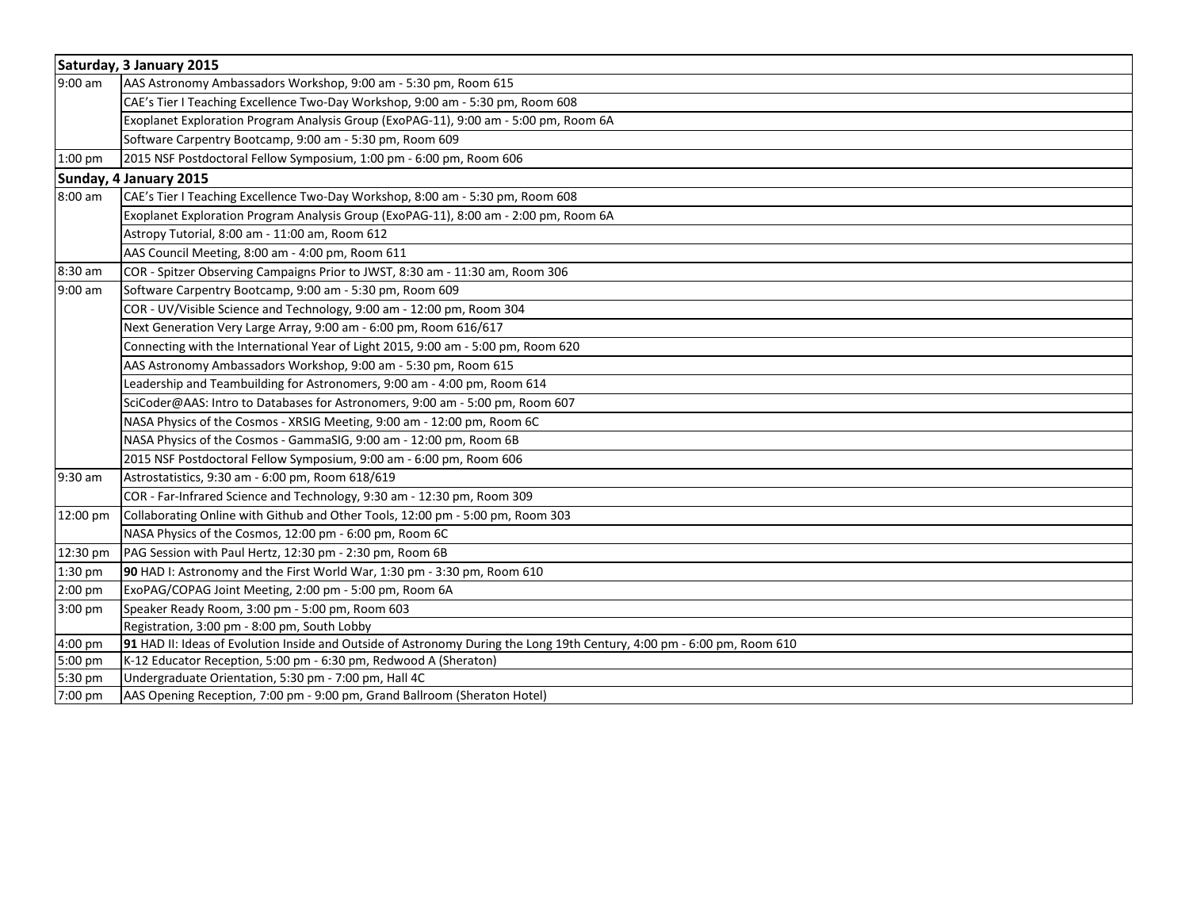| | |
|---|---|
| **Saturday, 3 January 2015** | |
| 9:00 am | AAS Astronomy Ambassadors Workshop, 9:00 am - 5:30 pm, Room 615 |
| | CAE's Tier I Teaching Excellence Two-Day Workshop, 9:00 am - 5:30 pm, Room 608 |
| | Exoplanet Exploration Program Analysis Group (ExoPAG-11), 9:00 am - 5:00 pm, Room 6A |
| | Software Carpentry Bootcamp, 9:00 am - 5:30 pm, Room 609 |
| 1:00 pm | 2015 NSF Postdoctoral Fellow Symposium, 1:00 pm - 6:00 pm, Room 606 |
| **Sunday, 4 January 2015** | |
| 8:00 am | CAE's Tier I Teaching Excellence Two-Day Workshop, 8:00 am - 5:30 pm, Room 608 |
| | Exoplanet Exploration Program Analysis Group (ExoPAG-11), 8:00 am - 2:00 pm, Room 6A |
| | Astropy Tutorial, 8:00 am - 11:00 am, Room 612 |
| | AAS Council Meeting, 8:00 am - 4:00 pm, Room 611 |
| 8:30 am | COR - Spitzer Observing Campaigns Prior to JWST, 8:30 am - 11:30 am, Room 306 |
| 9:00 am | Software Carpentry Bootcamp, 9:00 am - 5:30 pm, Room 609 |
| | COR - UV/Visible Science and Technology, 9:00 am - 12:00 pm, Room 304 |
| | Next Generation Very Large Array, 9:00 am - 6:00 pm, Room 616/617 |
| | Connecting with the International Year of Light 2015, 9:00 am - 5:00 pm, Room 620 |
| | AAS Astronomy Ambassadors Workshop, 9:00 am - 5:30 pm, Room 615 |
| | Leadership and Teambuilding for Astronomers, 9:00 am - 4:00 pm, Room 614 |
| | SciCoder@AAS: Intro to Databases for Astronomers, 9:00 am - 5:00 pm, Room 607 |
| | NASA Physics of the Cosmos - XRSIG Meeting, 9:00 am - 12:00 pm, Room 6C |
| | NASA Physics of the Cosmos - GammaSIG, 9:00 am - 12:00 pm, Room 6B |
| | 2015 NSF Postdoctoral Fellow Symposium, 9:00 am - 6:00 pm, Room 606 |
| 9:30 am | Astrostatistics, 9:30 am - 6:00 pm, Room 618/619 |
| | COR - Far-Infrared Science and Technology, 9:30 am - 12:30 pm, Room 309 |
| 12:00 pm | Collaborating Online with Github and Other Tools, 12:00 pm - 5:00 pm, Room 303 |
| | NASA Physics of the Cosmos, 12:00 pm - 6:00 pm, Room 6C |
| 12:30 pm | PAG Session with Paul Hertz, 12:30 pm - 2:30 pm, Room 6B |
| 1:30 pm | **90** HAD I: Astronomy and the First World War, 1:30 pm - 3:30 pm, Room 610 |
| 2:00 pm | ExoPAG/COPAG Joint Meeting, 2:00 pm - 5:00 pm, Room 6A |
| 3:00 pm | Speaker Ready Room, 3:00 pm - 5:00 pm, Room 603 |
| | Registration, 3:00 pm - 8:00 pm, South Lobby |
| 4:00 pm | **91** HAD II: Ideas of Evolution Inside and Outside of Astronomy During the Long 19th Century, 4:00 pm - 6:00 pm, Room 610 |
| 5:00 pm | K-12 Educator Reception, 5:00 pm - 6:30 pm, Redwood A (Sheraton) |
| 5:30 pm | Undergraduate Orientation, 5:30 pm - 7:00 pm, Hall 4C |
| 7:00 pm | AAS Opening Reception, 7:00 pm - 9:00 pm, Grand Ballroom (Sheraton Hotel) |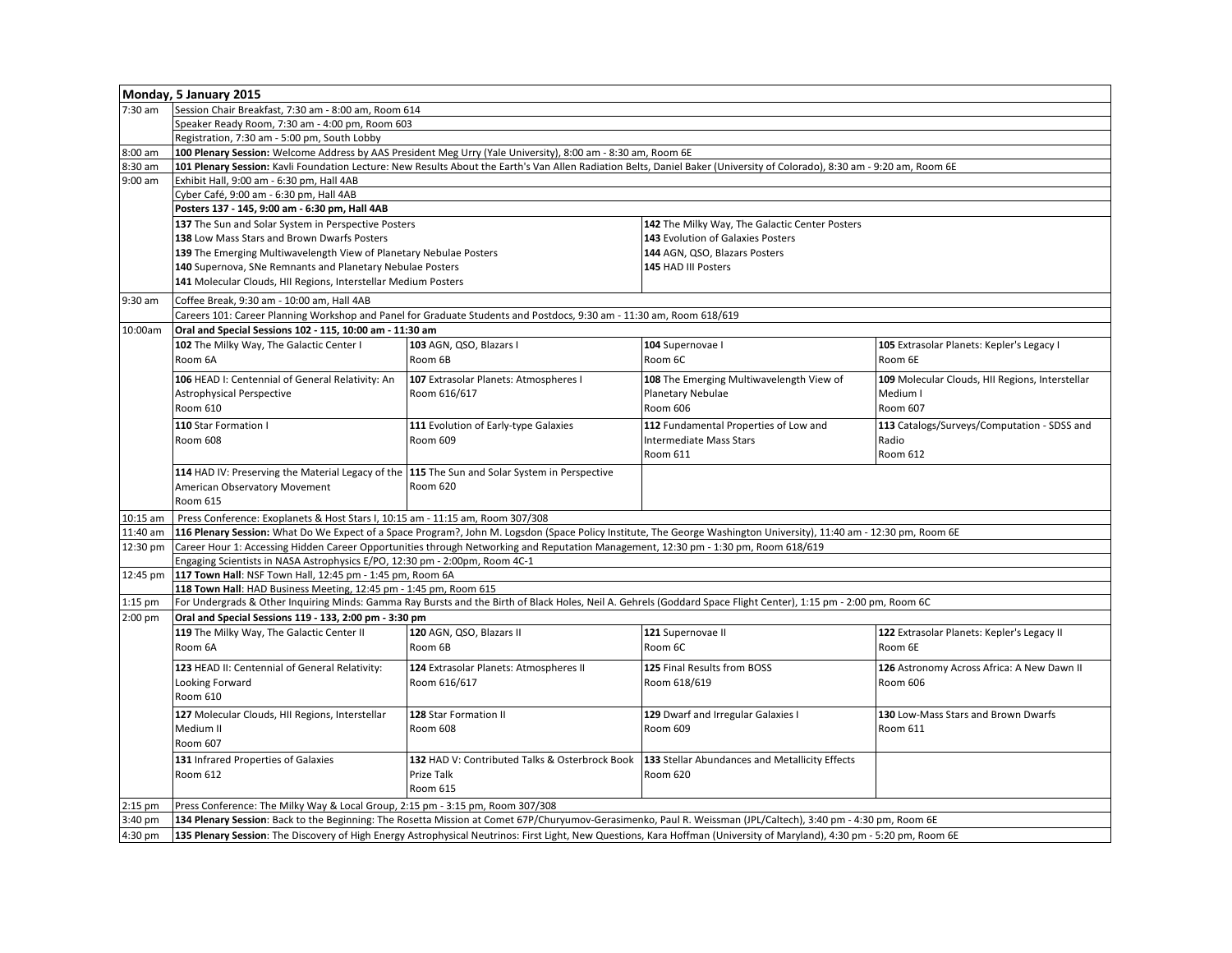| Monday, 5 January 2015 | | | | |
|---|---|---|---|---|
| 7:30 am | Session Chair Breakfast, 7:30 am - 8:00 am, Room 614 | | | |
| | Speaker Ready Room, 7:30 am - 4:00 pm, Room 603 | | | |
| | Registration, 7:30 am - 5:00 pm, South Lobby | | | |
| 8:00 am | **100 Plenary Session:** Welcome Address by AAS President Meg Urry (Yale University), 8:00 am - 8:30 am, Room 6E | | | |
| 8:30 am | **101 Plenary Session:** Kavli Foundation Lecture: New Results About the Earth's Van Allen Radiation Belts, Daniel Baker (University of Colorado), 8:30 am - 9:20 am, Room 6E | | | |
| 9:00 am | Exhibit Hall, 9:00 am - 6:30 pm, Hall 4AB | | | |
| | Cyber Café, 9:00 am - 6:30 pm, Hall 4AB | | | |
| | **Posters 137 - 145, 9:00 am - 6:30 pm, Hall 4AB** | | | |
| | **137** The Sun and Solar System in Perspective Posters<br>**138** Low Mass Stars and Brown Dwarfs Posters<br>**139** The Emerging Multiwavelength View of Planetary Nebulae Posters<br>**140** Supernova, SNe Remnants and Planetary Nebulae Posters<br>**141** Molecular Clouds, HII Regions, Interstellar Medium Posters | | **142** The Milky Way, The Galactic Center Posters<br>**143** Evolution of Galaxies Posters<br>**144** AGN, QSO, Blazars Posters<br>**145** HAD III Posters | |
| 9:30 am | Coffee Break, 9:30 am - 10:00 am, Hall 4AB | | | |
| | Careers 101: Career Planning Workshop and Panel for Graduate Students and Postdocs, 9:30 am - 11:30 am, Room 618/619 | | | |
| 10:00am | **Oral and Special Sessions 102 - 115, 10:00 am - 11:30 am** | | | |
| | **102** The Milky Way, The Galactic Center I<br>Room 6A | **103** AGN, QSO, Blazars I<br>Room 6B | **104** Supernovae I<br>Room 6C | **105** Extrasolar Planets: Kepler's Legacy I<br>Room 6E |
| | **106** HEAD I: Centennial of General Relativity: An Astrophysical Perspective<br>Room 610 | **107** Extrasolar Planets: Atmospheres I<br>Room 616/617 | **108** The Emerging Multiwavelength View of Planetary Nebulae<br>Room 606 | **109** Molecular Clouds, HII Regions, Interstellar Medium I<br>Room 607 |
| | **110** Star Formation I<br>Room 608 | **111** Evolution of Early-type Galaxies<br>Room 609 | **112** Fundamental Properties of Low and Intermediate Mass Stars<br>Room 611 | **113** Catalogs/Surveys/Computation - SDSS and Radio<br>Room 612 |
| | **114** HAD IV: Preserving the Material Legacy of the American Observatory Movement<br>Room 615 | **115** The Sun and Solar System in Perspective<br>Room 620 | | |
| 10:15 am | Press Conference: Exoplanets & Host Stars I, 10:15 am - 11:15 am, Room 307/308 | | | |
| 11:40 am | **116 Plenary Session:** What Do We Expect of a Space Program?, John M. Logsdon (Space Policy Institute, The George Washington University), 11:40 am - 12:30 pm, Room 6E | | | |
| 12:30 pm | Career Hour 1: Accessing Hidden Career Opportunities through Networking and Reputation Management, 12:30 pm - 1:30 pm, Room 618/619 | | | |
| | Engaging Scientists in NASA Astrophysics E/PO, 12:30 pm - 2:00pm, Room 4C-1 | | | |
| 12:45 pm | **117 Town Hall**: NSF Town Hall, 12:45 pm - 1:45 pm, Room 6A | | | |
| | **118 Town Hall**: HAD Business Meeting, 12:45 pm - 1:45 pm, Room 615 | | | |
| 1:15 pm | For Undergrads & Other Inquiring Minds: Gamma Ray Bursts and the Birth of Black Holes, Neil A. Gehrels (Goddard Space Flight Center), 1:15 pm - 2:00 pm, Room 6C | | | |
| 2:00 pm | **Oral and Special Sessions 119 - 133, 2:00 pm - 3:30 pm** | | | |
| | **119** The Milky Way, The Galactic Center II<br>Room 6A | **120** AGN, QSO, Blazars II<br>Room 6B | **121** Supernovae II<br>Room 6C | **122** Extrasolar Planets: Kepler's Legacy II<br>Room 6E |
| | **123** HEAD II: Centennial of General Relativity: Looking Forward<br>Room 610 | **124** Extrasolar Planets: Atmospheres II<br>Room 616/617 | **125** Final Results from BOSS<br>Room 618/619 | **126** Astronomy Across Africa: A New Dawn II<br>Room 606 |
| | **127** Molecular Clouds, HII Regions, Interstellar Medium II<br>Room 607 | **128** Star Formation II<br>Room 608 | **129** Dwarf and Irregular Galaxies I<br>Room 609 | **130** Low-Mass Stars and Brown Dwarfs<br>Room 611 |
| | **131** Infrared Properties of Galaxies<br>Room 612 | **132** HAD V: Contributed Talks & Osterbrock Book Prize Talk<br>Room 615 | **133** Stellar Abundances and Metallicity Effects<br>Room 620 | |
| 2:15 pm | Press Conference: The Milky Way & Local Group, 2:15 pm - 3:15 pm, Room 307/308 | | | |
| 3:40 pm | **134 Plenary Session**: Back to the Beginning: The Rosetta Mission at Comet 67P/Churyumov-Gerasimenko, Paul R. Weissman (JPL/Caltech), 3:40 pm - 4:30 pm, Room 6E | | | |
| 4:30 pm | **135 Plenary Session**: The Discovery of High Energy Astrophysical Neutrinos: First Light, New Questions, Kara Hoffman (University of Maryland), 4:30 pm - 5:20 pm, Room 6E | | | |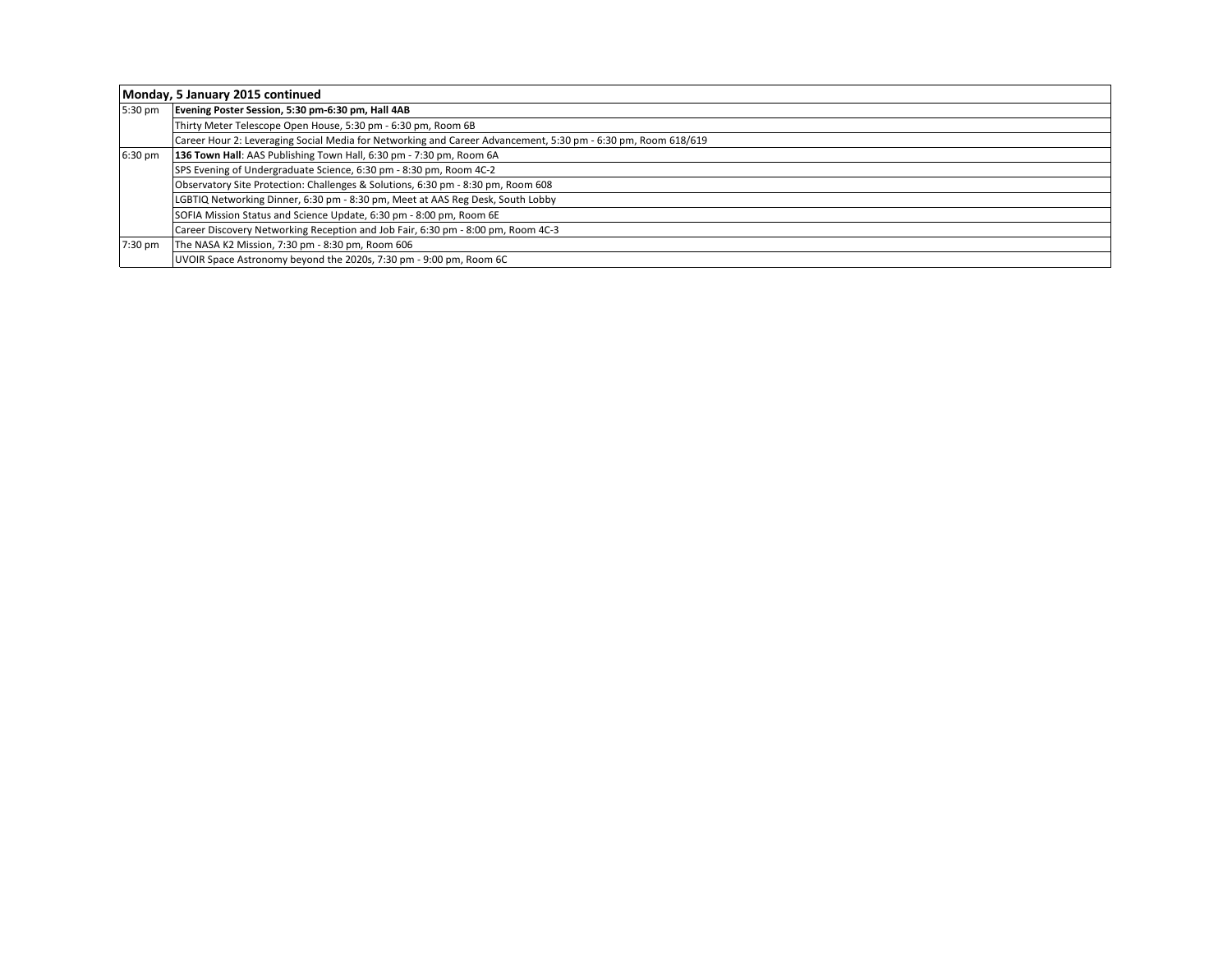| Monday, 5 January 2015 continued | |
|---|---|
| 5:30 pm | **Evening Poster Session, 5:30 pm-6:30 pm, Hall 4AB** |
| | Thirty Meter Telescope Open House, 5:30 pm - 6:30 pm, Room 6B |
| | Career Hour 2: Leveraging Social Media for Networking and Career Advancement, 5:30 pm - 6:30 pm, Room 618/619 |
| 6:30 pm | **136 Town Hall**: AAS Publishing Town Hall, 6:30 pm - 7:30 pm, Room 6A |
| | SPS Evening of Undergraduate Science, 6:30 pm - 8:30 pm, Room 4C-2 |
| | Observatory Site Protection: Challenges & Solutions, 6:30 pm - 8:30 pm, Room 608 |
| | LGBTIQ Networking Dinner, 6:30 pm - 8:30 pm, Meet at AAS Reg Desk, South Lobby |
| | SOFIA Mission Status and Science Update, 6:30 pm - 8:00 pm, Room 6E |
| | Career Discovery Networking Reception and Job Fair, 6:30 pm - 8:00 pm, Room 4C-3 |
| 7:30 pm | The NASA K2 Mission, 7:30 pm - 8:30 pm, Room 606 |
| | UVOIR Space Astronomy beyond the 2020s, 7:30 pm - 9:00 pm, Room 6C |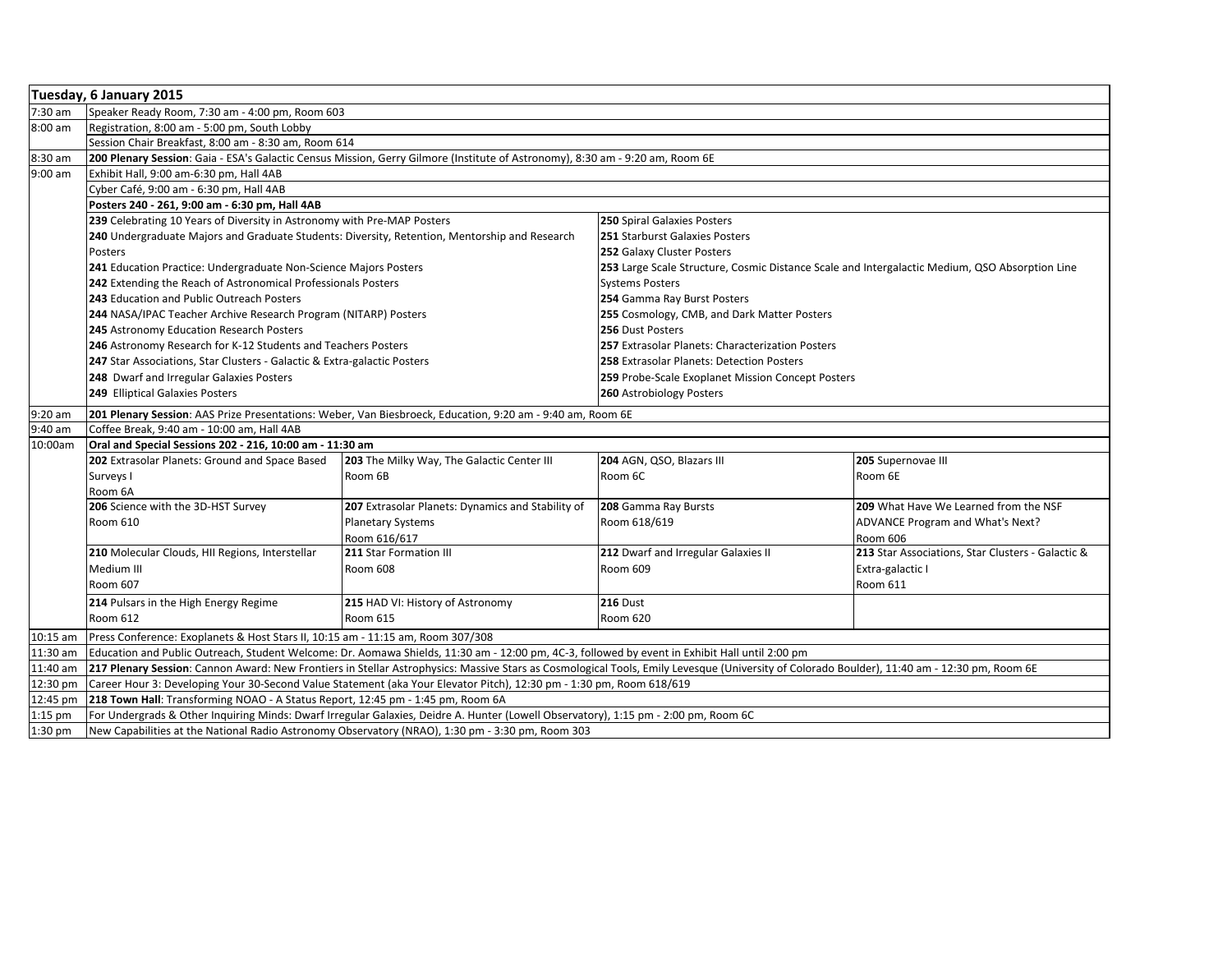| Tuesday, 6 January 2015 | | | | |
|---|---|---|---|---|
| 7:30 am | Speaker Ready Room, 7:30 am - 4:00 pm, Room 603 | | | |
| 8:00 am | Registration, 8:00 am - 5:00 pm, South Lobby | | | |
| | Session Chair Breakfast, 8:00 am - 8:30 am, Room 614 | | | |
| 8:30 am | **200 Plenary Session**: Gaia - ESA's Galactic Census Mission, Gerry Gilmore (Institute of Astronomy), 8:30 am - 9:20 am, Room 6E | | | |
| 9:00 am | Exhibit Hall, 9:00 am-6:30 pm, Hall 4AB | | | |
| | Cyber Café, 9:00 am - 6:30 pm, Hall 4AB | | | |
| | **Posters 240 - 261, 9:00 am - 6:30 pm, Hall 4AB** | | | |
| | **239** Celebrating 10 Years of Diversity in Astronomy with Pre-MAP Posters<br>**240** Undergraduate Majors and Graduate Students: Diversity, Retention, Mentorship and Research Posters<br>**241** Education Practice: Undergraduate Non-Science Majors Posters<br>**242** Extending the Reach of Astronomical Professionals Posters<br>**243** Education and Public Outreach Posters<br>**244** NASA/IPAC Teacher Archive Research Program (NITARP) Posters<br>**245** Astronomy Education Research Posters<br>**246** Astronomy Research for K-12 Students and Teachers Posters<br>**247** Star Associations, Star Clusters - Galactic & Extra-galactic Posters<br>**248** Dwarf and Irregular Galaxies Posters<br>**249** Elliptical Galaxies Posters | | **250** Spiral Galaxies Posters<br>**251** Starburst Galaxies Posters<br>**252** Galaxy Cluster Posters<br>**253** Large Scale Structure, Cosmic Distance Scale and Intergalactic Medium, QSO Absorption Line Systems Posters<br>**254** Gamma Ray Burst Posters<br>**255** Cosmology, CMB, and Dark Matter Posters<br>**256** Dust Posters<br>**257** Extrasolar Planets: Characterization Posters<br>**258** Extrasolar Planets: Detection Posters<br>**259** Probe-Scale Exoplanet Mission Concept Posters<br>**260** Astrobiology Posters | |
| 9:20 am | **201 Plenary Session**: AAS Prize Presentations: Weber, Van Biesbroeck, Education, 9:20 am - 9:40 am, Room 6E | | | |
| 9:40 am | Coffee Break, 9:40 am - 10:00 am, Hall 4AB | | | |
| 10:00am | **Oral and Special Sessions 202 - 216, 10:00 am - 11:30 am** | | | |
| | **202** Extrasolar Planets: Ground and Space Based Surveys I<br>Room 6A | **203** The Milky Way, The Galactic Center III<br>Room 6B | **204** AGN, QSO, Blazars III<br>Room 6C | **205** Supernovae III<br>Room 6E |
| | **206** Science with the 3D-HST Survey<br>Room 610 | **207** Extrasolar Planets: Dynamics and Stability of Planetary Systems<br>Room 616/617 | **208** Gamma Ray Bursts<br>Room 618/619 | **209** What Have We Learned from the NSF ADVANCE Program and What's Next?<br>Room 606 |
| | **210** Molecular Clouds, HII Regions, Interstellar Medium III<br>Room 607 | **211** Star Formation III<br>Room 608 | **212** Dwarf and Irregular Galaxies II<br>Room 609 | **213** Star Associations, Star Clusters - Galactic & Extra-galactic I<br>Room 611 |
| | **214** Pulsars in the High Energy Regime<br>Room 612 | **215** HAD VI: History of Astronomy<br>Room 615 | **216** Dust<br>Room 620 | |
| 10:15 am | Press Conference: Exoplanets & Host Stars II, 10:15 am - 11:15 am, Room 307/308 | | | |
| 11:30 am | Education and Public Outreach, Student Welcome: Dr. Aomawa Shields, 11:30 am - 12:00 pm, 4C-3, followed by event in Exhibit Hall until 2:00 pm | | | |
| 11:40 am | **217 Plenary Session**: Cannon Award: New Frontiers in Stellar Astrophysics: Massive Stars as Cosmological Tools, Emily Levesque (University of Colorado Boulder), 11:40 am - 12:30 pm, Room 6E | | | |
| 12:30 pm | Career Hour 3: Developing Your 30-Second Value Statement (aka Your Elevator Pitch), 12:30 pm - 1:30 pm, Room 618/619 | | | |
| 12:45 pm | **218 Town Hall**: Transforming NOAO - A Status Report, 12:45 pm - 1:45 pm, Room 6A | | | |
| 1:15 pm | For Undergrads & Other Inquiring Minds: Dwarf Irregular Galaxies, Deidre A. Hunter (Lowell Observatory), 1:15 pm - 2:00 pm, Room 6C | | | |
| 1:30 pm | New Capabilities at the National Radio Astronomy Observatory (NRAO), 1:30 pm - 3:30 pm, Room 303 | | | |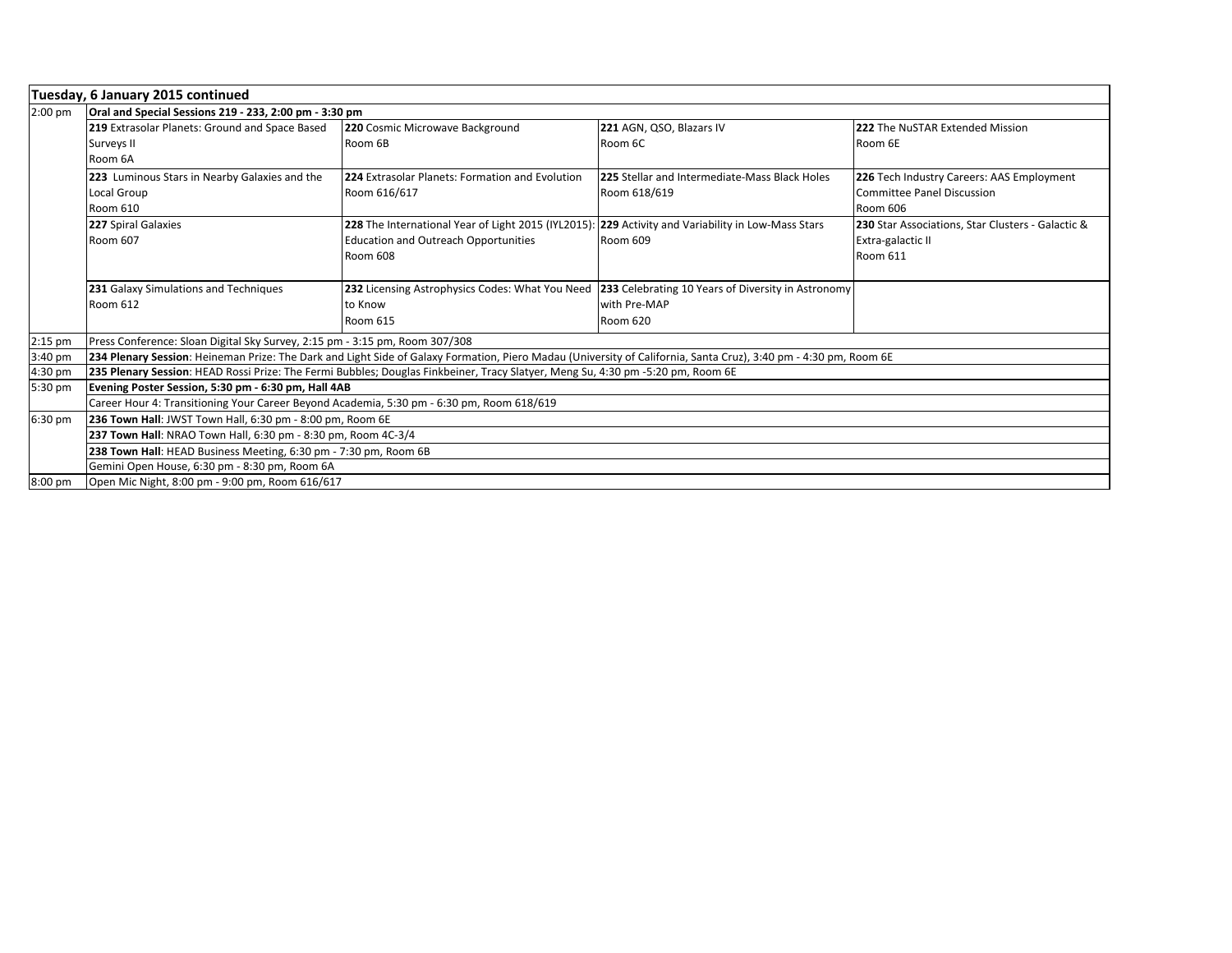| Tuesday, 6 January 2015 continued | | | | |
|---|---|---|---|---|
| 2:00 pm | **Oral and Special Sessions 219 - 233, 2:00 pm - 3:30 pm** | | | |
| | **219** Extrasolar Planets: Ground and Space Based Surveys II Room 6A | **220** Cosmic Microwave Background Room 6B | **221** AGN, QSO, Blazars IV Room 6C | **222** The NuSTAR Extended Mission Room 6E |
| | **223** Luminous Stars in Nearby Galaxies and the Local Group Room 610 | **224** Extrasolar Planets: Formation and Evolution Room 616/617 | **225** Stellar and Intermediate-Mass Black Holes Room 618/619 | **226** Tech Industry Careers: AAS Employment Committee Panel Discussion Room 606 |
| | **227** Spiral Galaxies Room 607 | **228** The International Year of Light 2015 (IYL2015): Education and Outreach Opportunities Room 608 | **229** Activity and Variability in Low-Mass Stars Room 609 | **230** Star Associations, Star Clusters - Galactic & Extra-galactic II Room 611 |
| | **231** Galaxy Simulations and Techniques Room 612 | **232** Licensing Astrophysics Codes: What You Need to Know Room 615 | **233** Celebrating 10 Years of Diversity in Astronomy with Pre-MAP Room 620 | |
| 2:15 pm | Press Conference: Sloan Digital Sky Survey, 2:15 pm - 3:15 pm, Room 307/308 | | | |
| 3:40 pm | **234 Plenary Session**: Heineman Prize: The Dark and Light Side of Galaxy Formation, Piero Madau (University of California, Santa Cruz), 3:40 pm - 4:30 pm, Room 6E | | | |
| 4:30 pm | **235 Plenary Session**: HEAD Rossi Prize: The Fermi Bubbles; Douglas Finkbeiner, Tracy Slatyer, Meng Su, 4:30 pm -5:20 pm, Room 6E | | | |
| 5:30 pm | **Evening Poster Session, 5:30 pm - 6:30 pm, Hall 4AB** | | | |
| | Career Hour 4: Transitioning Your Career Beyond Academia, 5:30 pm - 6:30 pm, Room 618/619 | | | |
| 6:30 pm | **236 Town Hall**: JWST Town Hall, 6:30 pm - 8:00 pm, Room 6E | | | |
| | **237 Town Hall**: NRAO Town Hall, 6:30 pm - 8:30 pm, Room 4C-3/4 | | | |
| | **238 Town Hall**: HEAD Business Meeting, 6:30 pm - 7:30 pm, Room 6B | | | |
| | Gemini Open House, 6:30 pm - 8:30 pm, Room 6A | | | |
| 8:00 pm | Open Mic Night, 8:00 pm - 9:00 pm, Room 616/617 | | | |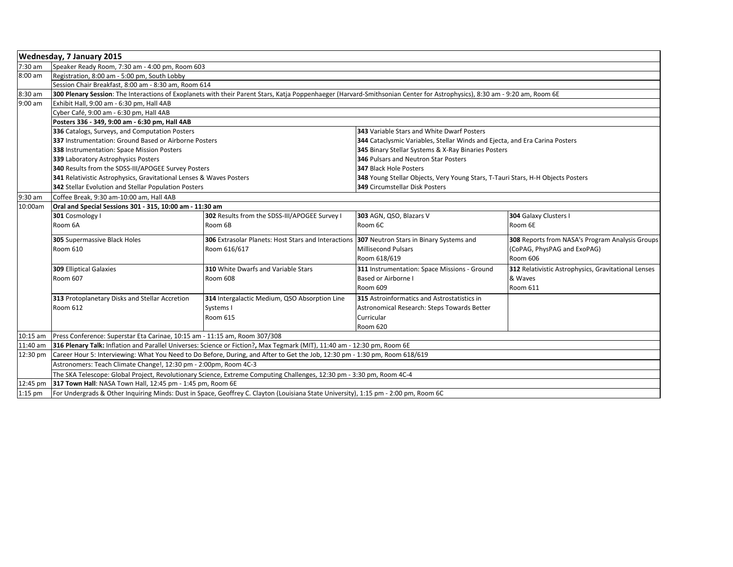| Wednesday, 7 January 2015 | | | | |
|---|---|---|---|---|
| 7:30 am | Speaker Ready Room, 7:30 am - 4:00 pm, Room 603 | | | |
| 8:00 am | Registration, 8:00 am - 5:00 pm, South Lobby | | | |
| | Session Chair Breakfast, 8:00 am - 8:30 am, Room 614 | | | |
| 8:30 am | **300 Plenary Session**: The Interactions of Exoplanets with their Parent Stars, Katja Poppenhaeger (Harvard-Smithsonian Center for Astrophysics), 8:30 am - 9:20 am, Room 6E | | | |
| 9:00 am | Exhibit Hall, 9:00 am - 6:30 pm, Hall 4AB | | | |
| | Cyber Café, 9:00 am - 6:30 pm, Hall 4AB | | | |
| | **Posters 336 - 349, 9:00 am - 6:30 pm, Hall 4AB** | | | |
| | **336** Catalogs, Surveys, and Computation Posters | | **343** Variable Stars and White Dwarf Posters | |
| | **337** Instrumentation: Ground Based or Airborne Posters | | **344** Cataclysmic Variables, Stellar Winds and Ejecta, and Era Carina Posters | |
| | **338** Instrumentation: Space Mission Posters | | **345** Binary Stellar Systems & X-Ray Binaries Posters | |
| | **339** Laboratory Astrophysics Posters | | **346** Pulsars and Neutron Star Posters | |
| | **340** Results from the SDSS-III/APOGEE Survey Posters | | **347** Black Hole Posters | |
| | **341** Relativistic Astrophysics, Gravitational Lenses & Waves Posters | | **348** Young Stellar Objects, Very Young Stars, T-Tauri Stars, H-H Objects Posters | |
| | **342** Stellar Evolution and Stellar Population Posters | | **349** Circumstellar Disk Posters | |
| 9:30 am | Coffee Break, 9:30 am-10:00 am, Hall 4AB | | | |
| 10:00am | **Oral and Special Sessions 301 - 315, 10:00 am - 11:30 am** | | | |
| | **301** Cosmology I<br>Room 6A | **302** Results from the SDSS-III/APOGEE Survey I<br>Room 6B | **303** AGN, QSO, Blazars V<br>Room 6C | **304** Galaxy Clusters I<br>Room 6E |
| | **305** Supermassive Black Holes<br>Room 610 | **306** Extrasolar Planets: Host Stars and Interactions<br>Room 616/617 | **307** Neutron Stars in Binary Systems and Millisecond Pulsars<br>Room 618/619 | **308** Reports from NASA's Program Analysis Groups (CoPAG, PhysPAG and ExoPAG)<br>Room 606 |
| | **309** Elliptical Galaxies<br>Room 607 | **310** White Dwarfs and Variable Stars<br>Room 608 | **311** Instrumentation: Space Missions - Ground Based or Airborne I<br>Room 609 | **312** Relativistic Astrophysics, Gravitational Lenses & Waves<br>Room 611 |
| | **313** Protoplanetary Disks and Stellar Accretion<br>Room 612 | **314** Intergalactic Medium, QSO Absorption Line Systems I<br>Room 615 | **315** Astroinformatics and Astrostatistics in Astronomical Research: Steps Towards Better Curricular<br>Room 620 | |
| 10:15 am | Press Conference: Superstar Eta Carinae, 10:15 am - 11:15 am, Room 307/308 | | | |
| 11:40 am | **316 Plenary Talk:** Inflation and Parallel Universes: Science or Fiction?, Max Tegmark (MIT), 11:40 am - 12:30 pm, Room 6E | | | |
| 12:30 pm | Career Hour 5: Interviewing: What You Need to Do Before, During, and After to Get the Job, 12:30 pm - 1:30 pm, Room 618/619 | | | |
| | Astronomers: Teach Climate Change!, 12:30 pm - 2:00pm, Room 4C-3 | | | |
| | The SKA Telescope: Global Project, Revolutionary Science, Extreme Computing Challenges, 12:30 pm - 3:30 pm, Room 4C-4 | | | |
| 12:45 pm | **317 Town Hall**: NASA Town Hall, 12:45 pm - 1:45 pm, Room 6E | | | |
| 1:15 pm | For Undergrads & Other Inquiring Minds: Dust in Space, Geoffrey C. Clayton (Louisiana State University), 1:15 pm - 2:00 pm, Room 6C | | | |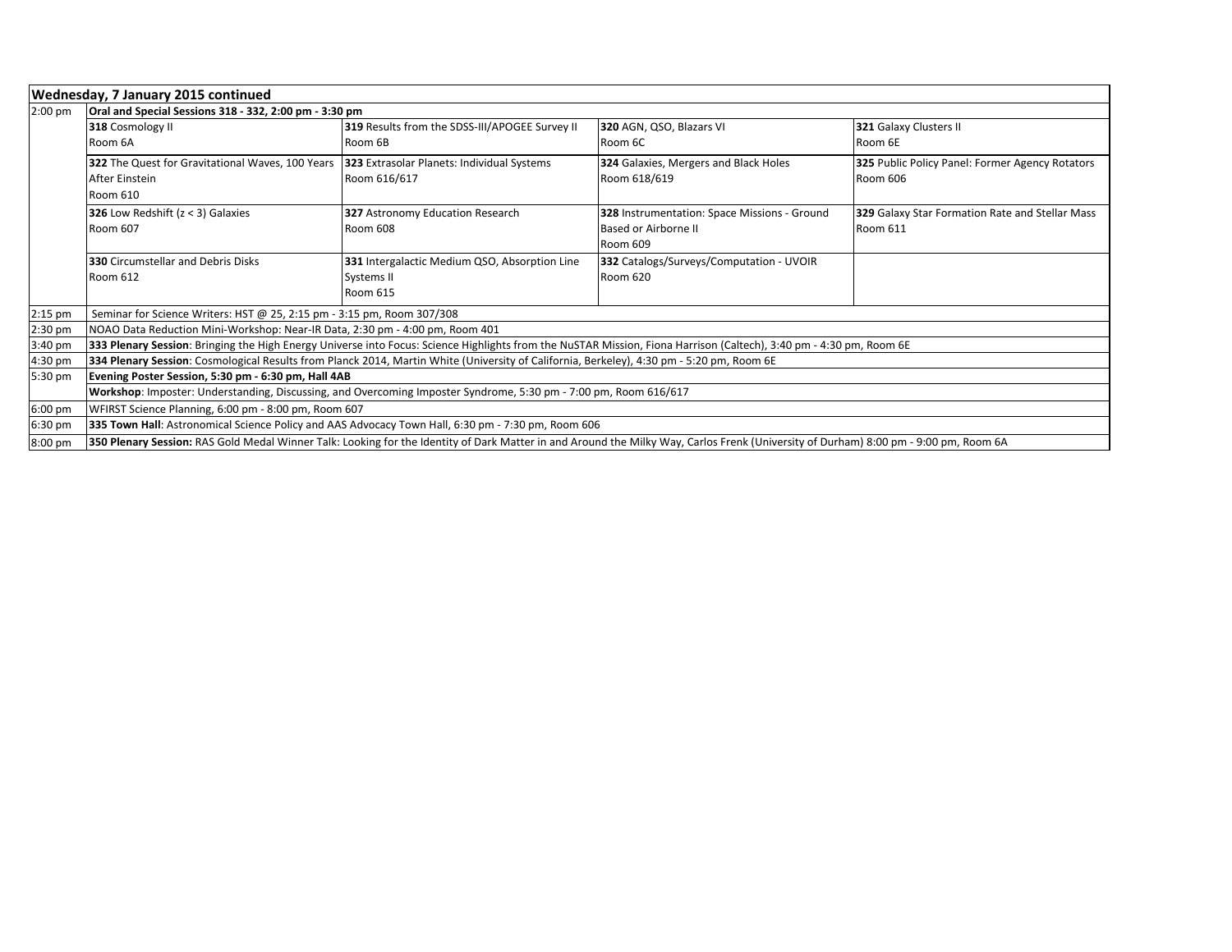| Wednesday, 7 January 2015 continued | | | | |
|---|---|---|---|---|
| 2:00 pm | **Oral and Special Sessions 318 - 332, 2:00 pm - 3:30 pm** | | | |
| | **318** Cosmology II<br>Room 6A | **319** Results from the SDSS-III/APOGEE Survey II<br>Room 6B | **320** AGN, QSO, Blazars VI<br>Room 6C | **321** Galaxy Clusters II<br>Room 6E |
| | **322** The Quest for Gravitational Waves, 100 Years After Einstein<br>Room 610 | **323** Extrasolar Planets: Individual Systems<br>Room 616/617 | **324** Galaxies, Mergers and Black Holes<br>Room 618/619 | **325** Public Policy Panel: Former Agency Rotators<br>Room 606 |
| | **326** Low Redshift (z < 3) Galaxies<br>Room 607 | **327** Astronomy Education Research<br>Room 608 | **328** Instrumentation: Space Missions - Ground Based or Airborne II<br>Room 609 | **329** Galaxy Star Formation Rate and Stellar Mass<br>Room 611 |
| | **330** Circumstellar and Debris Disks<br>Room 612 | **331** Intergalactic Medium QSO, Absorption Line Systems II<br>Room 615 | **332** Catalogs/Surveys/Computation - UVOIR<br>Room 620 | |
| 2:15 pm | Seminar for Science Writers: HST @ 25, 2:15 pm - 3:15 pm, Room 307/308 | | | |
| 2:30 pm | NOAO Data Reduction Mini-Workshop: Near-IR Data, 2:30 pm - 4:00 pm, Room 401 | | | |
| 3:40 pm | **333 Plenary Session**: Bringing the High Energy Universe into Focus: Science Highlights from the NuSTAR Mission, Fiona Harrison (Caltech), 3:40 pm - 4:30 pm, Room 6E | | | |
| 4:30 pm | **334 Plenary Session**: Cosmological Results from Planck 2014, Martin White (University of California, Berkeley), 4:30 pm - 5:20 pm, Room 6E | | | |
| 5:30 pm | **Evening Poster Session, 5:30 pm - 6:30 pm, Hall 4AB** | | | |
| | **Workshop**: Imposter: Understanding, Discussing, and Overcoming Imposter Syndrome, 5:30 pm - 7:00 pm, Room 616/617 | | | |
| 6:00 pm | WFIRST Science Planning, 6:00 pm - 8:00 pm, Room 607 | | | |
| 6:30 pm | **335 Town Hall**: Astronomical Science Policy and AAS Advocacy Town Hall, 6:30 pm - 7:30 pm, Room 606 | | | |
| 8:00 pm | **350 Plenary Session:** RAS Gold Medal Winner Talk: Looking for the Identity of Dark Matter in and Around the Milky Way, Carlos Frenk (University of Durham) 8:00 pm - 9:00 pm, Room 6A | | | |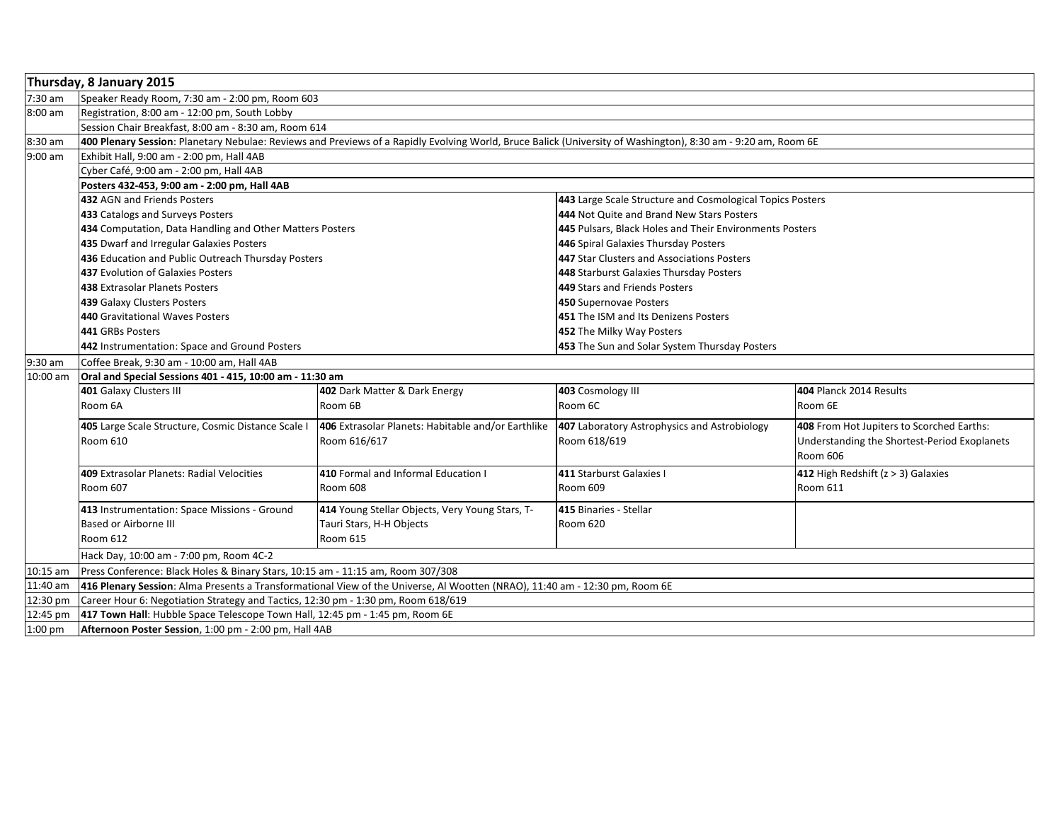| Thursday, 8 January 2015 | | | | |
|---|---|---|---|---|
| 7:30 am | Speaker Ready Room, 7:30 am - 2:00 pm, Room 603 | | | |
| 8:00 am | Registration, 8:00 am - 12:00 pm, South Lobby | | | |
| | Session Chair Breakfast, 8:00 am - 8:30 am, Room 614 | | | |
| 8:30 am | **400 Plenary Session**: Planetary Nebulae: Reviews and Previews of a Rapidly Evolving World, Bruce Balick (University of Washington), 8:30 am - 9:20 am, Room 6E | | | |
| 9:00 am | Exhibit Hall, 9:00 am - 2:00 pm, Hall 4AB | | | |
| | Cyber Café, 9:00 am - 2:00 pm, Hall 4AB | | | |
| | **Posters 432-453, 9:00 am - 2:00 pm, Hall 4AB** | | | |
| | **432** AGN and Friends Posters | | **443** Large Scale Structure and Cosmological Topics Posters | |
| | **433** Catalogs and Surveys Posters | | **444** Not Quite and Brand New Stars Posters | |
| | **434** Computation, Data Handling and Other Matters Posters | | **445** Pulsars, Black Holes and Their Environments Posters | |
| | **435** Dwarf and Irregular Galaxies Posters | | **446** Spiral Galaxies Thursday Posters | |
| | **436** Education and Public Outreach Thursday Posters | | **447** Star Clusters and Associations Posters | |
| | **437** Evolution of Galaxies Posters | | **448** Starburst Galaxies Thursday Posters | |
| | **438** Extrasolar Planets Posters | | **449** Stars and Friends Posters | |
| | **439** Galaxy Clusters Posters | | **450** Supernovae Posters | |
| | **440** Gravitational Waves Posters | | **451** The ISM and Its Denizens Posters | |
| | **441** GRBs Posters | | **452** The Milky Way Posters | |
| | **442** Instrumentation: Space and Ground Posters | | **453** The Sun and Solar System Thursday Posters | |
| 9:30 am | Coffee Break, 9:30 am - 10:00 am, Hall 4AB | | | |
| 10:00 am | **Oral and Special Sessions 401 - 415, 10:00 am - 11:30 am** | | | |
| | **401** Galaxy Clusters III<br>Room 6A | **402** Dark Matter & Dark Energy<br>Room 6B | **403** Cosmology III<br>Room 6C | **404** Planck 2014 Results<br>Room 6E |
| | **405** Large Scale Structure, Cosmic Distance Scale I<br>Room 610 | **406** Extrasolar Planets: Habitable and/or Earthlike<br>Room 616/617 | **407** Laboratory Astrophysics and Astrobiology<br>Room 618/619 | **408** From Hot Jupiters to Scorched Earths: Understanding the Shortest-Period Exoplanets<br>Room 606 |
| | **409** Extrasolar Planets: Radial Velocities<br>Room 607 | **410** Formal and Informal Education I<br>Room 608 | **411** Starburst Galaxies I<br>Room 609 | **412** High Redshift (z > 3) Galaxies<br>Room 611 |
| | **413** Instrumentation: Space Missions - Ground Based or Airborne III<br>Room 612 | **414** Young Stellar Objects, Very Young Stars, T-Tauri Stars, H-H Objects<br>Room 615 | **415** Binaries - Stellar<br>Room 620 | |
| | Hack Day, 10:00 am - 7:00 pm, Room 4C-2 | | | |
| 10:15 am | Press Conference: Black Holes & Binary Stars, 10:15 am - 11:15 am, Room 307/308 | | | |
| 11:40 am | **416 Plenary Session**: Alma Presents a Transformational View of the Universe, Al Wootten (NRAO), 11:40 am - 12:30 pm, Room 6E | | | |
| 12:30 pm | Career Hour 6: Negotiation Strategy and Tactics, 12:30 pm - 1:30 pm, Room 618/619 | | | |
| 12:45 pm | **417 Town Hall**: Hubble Space Telescope Town Hall, 12:45 pm - 1:45 pm, Room 6E | | | |
| 1:00 pm | **Afternoon Poster Session**, 1:00 pm - 2:00 pm, Hall 4AB | | | |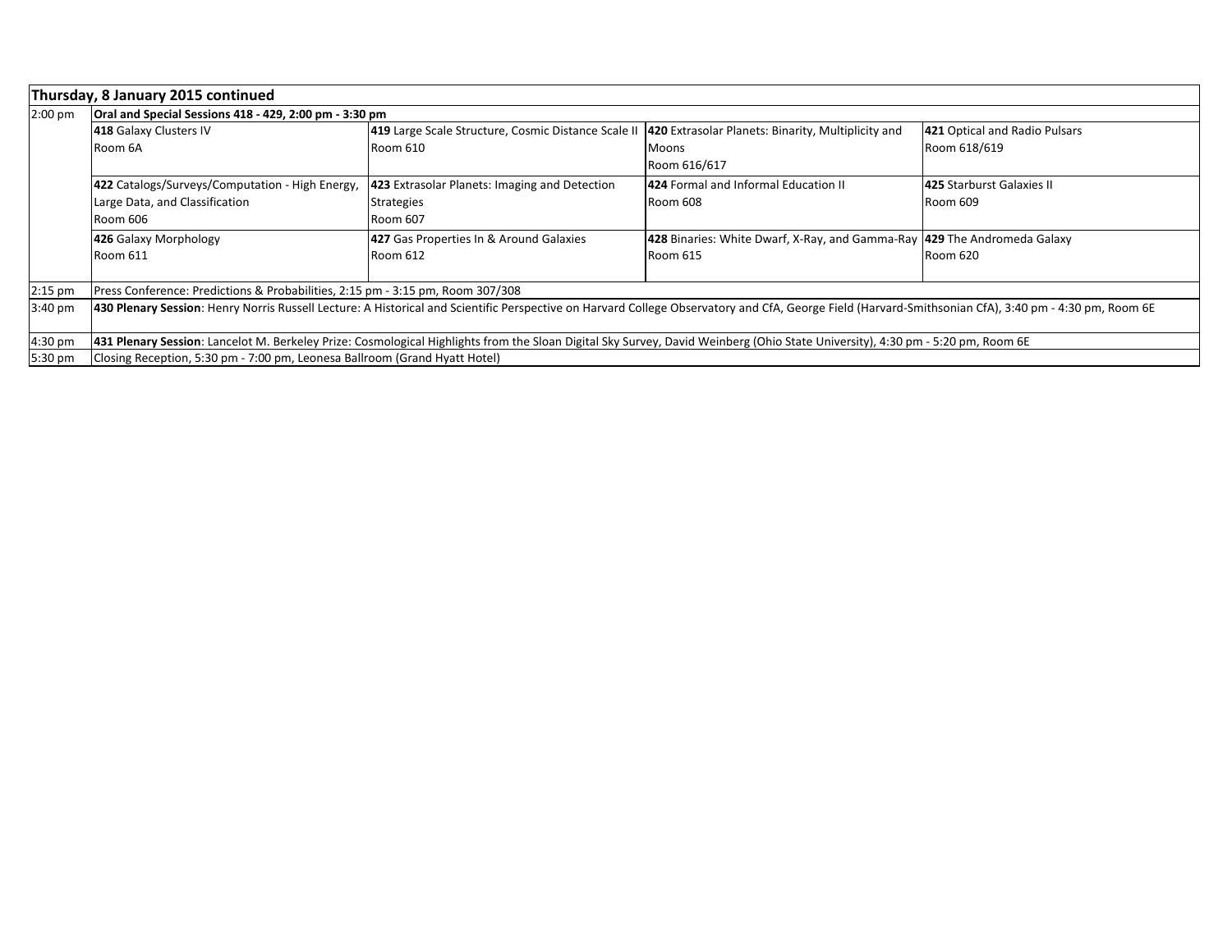| Thursday, 8 January 2015 continued | | | | |
|---|---|---|---|---|
| 2:00 pm | **Oral and Special Sessions 418 - 429, 2:00 pm - 3:30 pm** | | | |
| | **418** Galaxy Clusters IV<br>Room 6A | **419** Large Scale Structure, Cosmic Distance Scale II<br>Room 610 | **420** Extrasolar Planets: Binarity, Multiplicity and Moons<br>Room 616/617 | **421** Optical and Radio Pulsars<br>Room 618/619 |
| | **422** Catalogs/Surveys/Computation - High Energy, Large Data, and Classification<br>Room 606 | **423** Extrasolar Planets: Imaging and Detection Strategies<br>Room 607 | **424** Formal and Informal Education II<br>Room 608 | **425** Starburst Galaxies II<br>Room 609 |
| | **426** Galaxy Morphology<br>Room 611 | **427** Gas Properties In & Around Galaxies<br>Room 612 | **428** Binaries: White Dwarf, X-Ray, and Gamma-Ray<br>Room 615 | **429** The Andromeda Galaxy<br>Room 620 |
| 2:15 pm | Press Conference: Predictions & Probabilities, 2:15 pm - 3:15 pm, Room 307/308 | | | |
| 3:40 pm | **430 Plenary Session**: Henry Norris Russell Lecture: A Historical and Scientific Perspective on Harvard College Observatory and CfA, George Field (Harvard-Smithsonian CfA), 3:40 pm - 4:30 pm, Room 6E | | | |
| 4:30 pm | **431 Plenary Session**: Lancelot M. Berkeley Prize: Cosmological Highlights from the Sloan Digital Sky Survey, David Weinberg (Ohio State University), 4:30 pm - 5:20 pm, Room 6E | | | |
| 5:30 pm | Closing Reception, 5:30 pm - 7:00 pm, Leonesa Ballroom (Grand Hyatt Hotel) | | | |